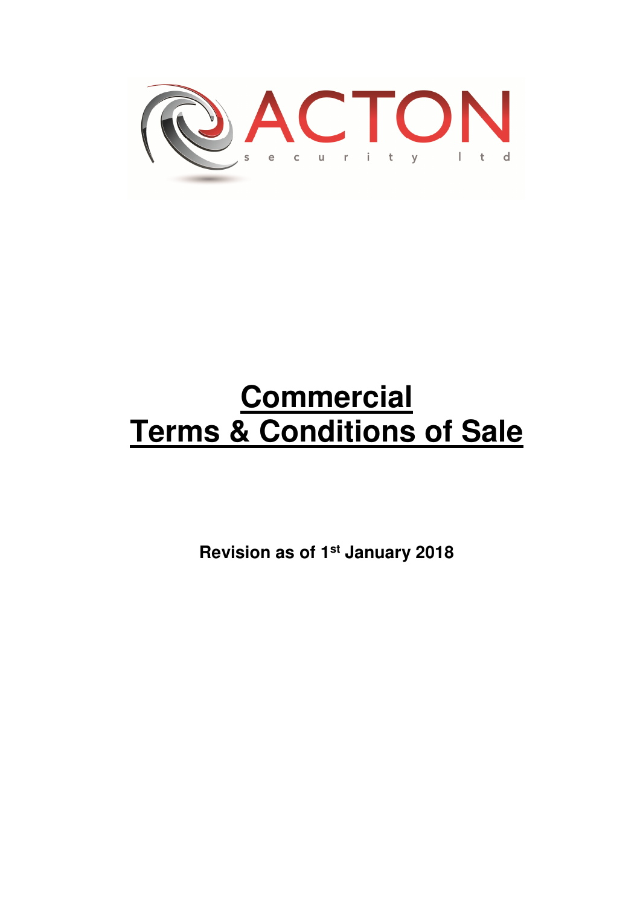ACTON
security ltd

# Commercial Terms & Conditions of Sale

**Revision as of 1st January 2018**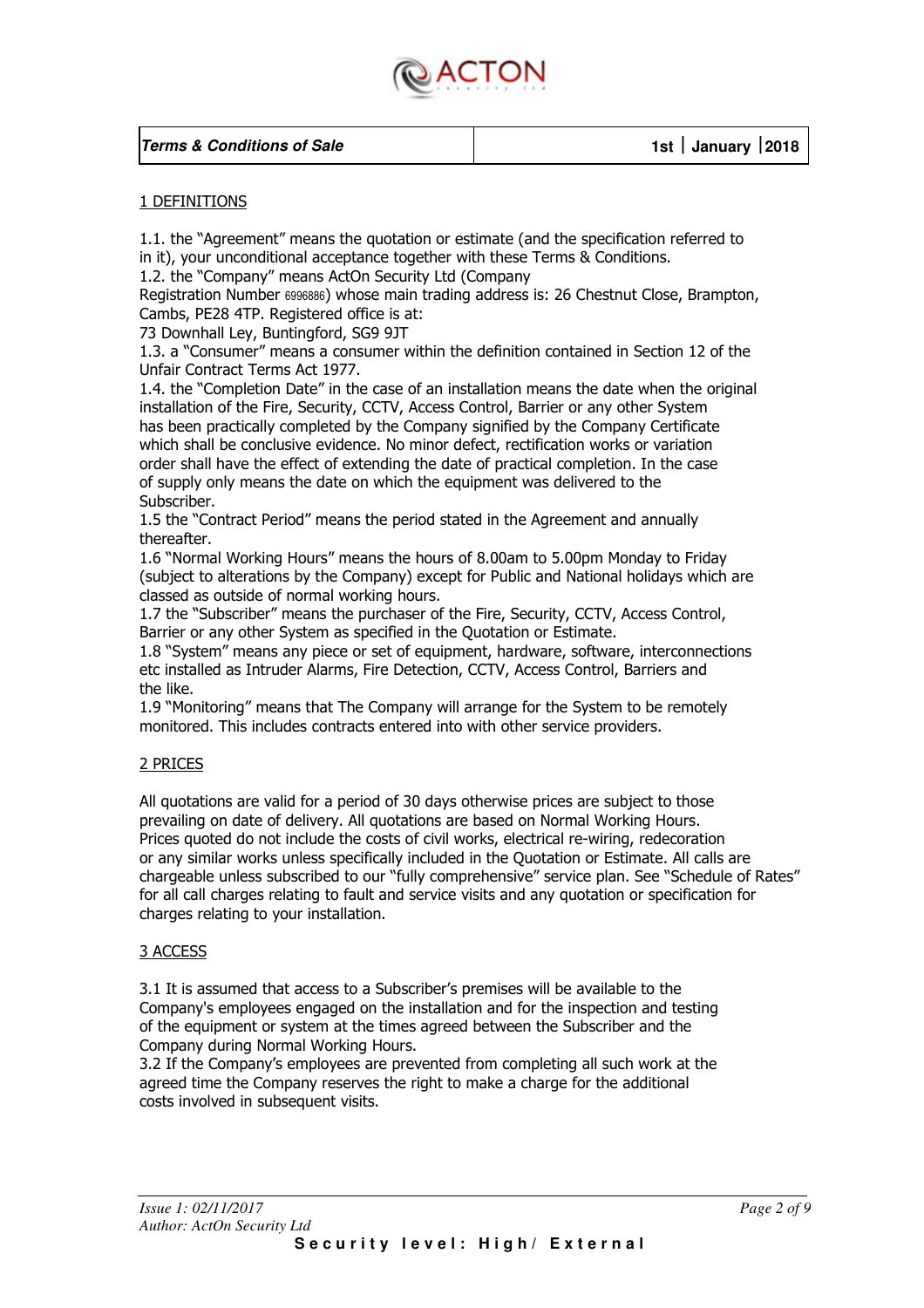| *Terms & Conditions of Sale* | 1st \| January \|2018 |
|---|---|

## 1 DEFINITIONS

1.1. the "Agreement" means the quotation or estimate (and the specification referred to in it), your unconditional acceptance together with these Terms & Conditions.
1.2. the "Company" means ActOn Security Ltd (Company Registration Number 6996886) whose main trading address is: 26 Chestnut Close, Brampton, Cambs, PE28 4TP. Registered office is at:
73 Downhall Ley, Buntingford, SG9 9JT
1.3. a "Consumer" means a consumer within the definition contained in Section 12 of the Unfair Contract Terms Act 1977.
1.4. the "Completion Date" in the case of an installation means the date when the original installation of the Fire, Security, CCTV, Access Control, Barrier or any other System has been practically completed by the Company signified by the Company Certificate which shall be conclusive evidence. No minor defect, rectification works or variation order shall have the effect of extending the date of practical completion. In the case of supply only means the date on which the equipment was delivered to the Subscriber.
1.5 the "Contract Period" means the period stated in the Agreement and annually thereafter.
1.6 "Normal Working Hours" means the hours of 8.00am to 5.00pm Monday to Friday (subject to alterations by the Company) except for Public and National holidays which are classed as outside of normal working hours.
1.7 the "Subscriber" means the purchaser of the Fire, Security, CCTV, Access Control, Barrier or any other System as specified in the Quotation or Estimate.
1.8 "System" means any piece or set of equipment, hardware, software, interconnections etc installed as Intruder Alarms, Fire Detection, CCTV, Access Control, Barriers and the like.
1.9 "Monitoring" means that The Company will arrange for the System to be remotely monitored. This includes contracts entered into with other service providers.

## 2 PRICES

All quotations are valid for a period of 30 days otherwise prices are subject to those prevailing on date of delivery. All quotations are based on Normal Working Hours. Prices quoted do not include the costs of civil works, electrical re-wiring, redecoration or any similar works unless specifically included in the Quotation or Estimate. All calls are chargeable unless subscribed to our "fully comprehensive" service plan. See "Schedule of Rates" for all call charges relating to fault and service visits and any quotation or specification for charges relating to your installation.

## 3 ACCESS

3.1 It is assumed that access to a Subscriber's premises will be available to the Company's employees engaged on the installation and for the inspection and testing of the equipment or system at the times agreed between the Subscriber and the Company during Normal Working Hours.
3.2 If the Company's employees are prevented from completing all such work at the agreed time the Company reserves the right to make a charge for the additional costs involved in subsequent visits.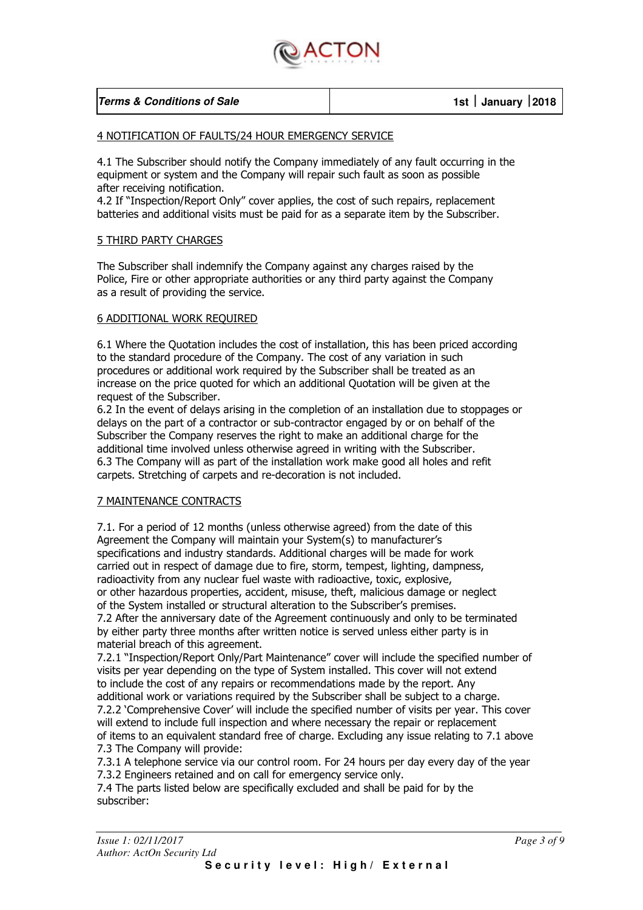## 4 NOTIFICATION OF FAULTS/24 HOUR EMERGENCY SERVICE

4.1 The Subscriber should notify the Company immediately of any fault occurring in the equipment or system and the Company will repair such fault as soon as possible after receiving notification.
4.2 If "Inspection/Report Only" cover applies, the cost of such repairs, replacement batteries and additional visits must be paid for as a separate item by the Subscriber.

## 5 THIRD PARTY CHARGES

The Subscriber shall indemnify the Company against any charges raised by the Police, Fire or other appropriate authorities or any third party against the Company as a result of providing the service.

## 6 ADDITIONAL WORK REQUIRED

6.1 Where the Quotation includes the cost of installation, this has been priced according to the standard procedure of the Company. The cost of any variation in such procedures or additional work required by the Subscriber shall be treated as an increase on the price quoted for which an additional Quotation will be given at the request of the Subscriber.
6.2 In the event of delays arising in the completion of an installation due to stoppages or delays on the part of a contractor or sub-contractor engaged by or on behalf of the Subscriber the Company reserves the right to make an additional charge for the additional time involved unless otherwise agreed in writing with the Subscriber.
6.3 The Company will as part of the installation work make good all holes and refit carpets. Stretching of carpets and re-decoration is not included.

## 7 MAINTENANCE CONTRACTS

7.1. For a period of 12 months (unless otherwise agreed) from the date of this Agreement the Company will maintain your System(s) to manufacturer's specifications and industry standards. Additional charges will be made for work carried out in respect of damage due to fire, storm, tempest, lighting, dampness, radioactivity from any nuclear fuel waste with radioactive, toxic, explosive, or other hazardous properties, accident, misuse, theft, malicious damage or neglect of the System installed or structural alteration to the Subscriber's premises.
7.2 After the anniversary date of the Agreement continuously and only to be terminated by either party three months after written notice is served unless either party is in material breach of this agreement.
7.2.1 "Inspection/Report Only/Part Maintenance" cover will include the specified number of visits per year depending on the type of System installed. This cover will not extend to include the cost of any repairs or recommendations made by the report. Any additional work or variations required by the Subscriber shall be subject to a charge.
7.2.2 'Comprehensive Cover' will include the specified number of visits per year. This cover will extend to include full inspection and where necessary the repair or replacement of items to an equivalent standard free of charge. Excluding any issue relating to 7.1 above
7.3 The Company will provide:
7.3.1 A telephone service via our control room. For 24 hours per day every day of the year
7.3.2 Engineers retained and on call for emergency service only.
7.4 The parts listed below are specifically excluded and shall be paid for by the subscriber: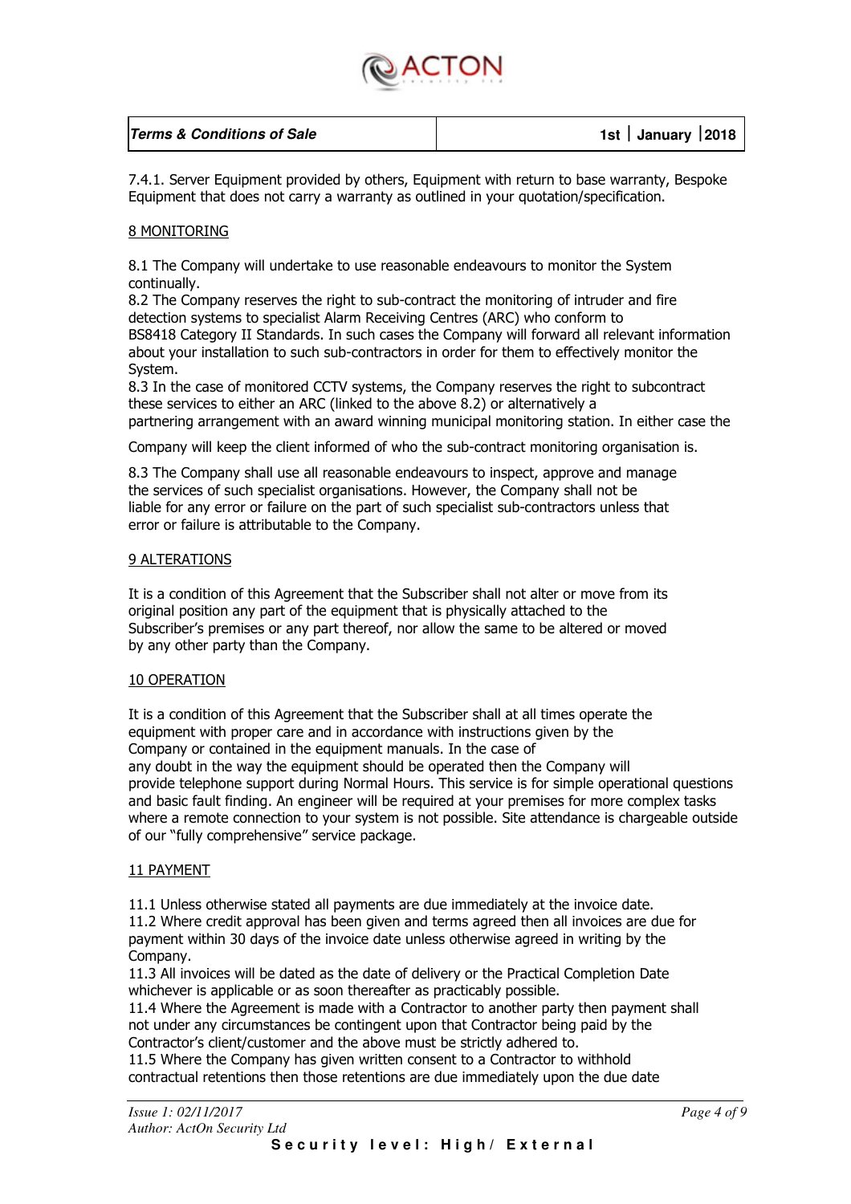7.4.1. Server Equipment provided by others, Equipment with return to base warranty, Bespoke Equipment that does not carry a warranty as outlined in your quotation/specification.

## 8 MONITORING

8.1 The Company will undertake to use reasonable endeavours to monitor the System continually.
8.2 The Company reserves the right to sub-contract the monitoring of intruder and fire detection systems to specialist Alarm Receiving Centres (ARC) who conform to BS8418 Category II Standards. In such cases the Company will forward all relevant information about your installation to such sub-contractors in order for them to effectively monitor the System.
8.3 In the case of monitored CCTV systems, the Company reserves the right to subcontract these services to either an ARC (linked to the above 8.2) or alternatively a partnering arrangement with an award winning municipal monitoring station. In either case the

Company will keep the client informed of who the sub-contract monitoring organisation is.

8.3 The Company shall use all reasonable endeavours to inspect, approve and manage the services of such specialist organisations. However, the Company shall not be liable for any error or failure on the part of such specialist sub-contractors unless that error or failure is attributable to the Company.

## 9 ALTERATIONS

It is a condition of this Agreement that the Subscriber shall not alter or move from its original position any part of the equipment that is physically attached to the Subscriber's premises or any part thereof, nor allow the same to be altered or moved by any other party than the Company.

## 10 OPERATION

It is a condition of this Agreement that the Subscriber shall at all times operate the equipment with proper care and in accordance with instructions given by the Company or contained in the equipment manuals. In the case of any doubt in the way the equipment should be operated then the Company will provide telephone support during Normal Hours. This service is for simple operational questions and basic fault finding. An engineer will be required at your premises for more complex tasks where a remote connection to your system is not possible. Site attendance is chargeable outside of our "fully comprehensive" service package.

## 11 PAYMENT

11.1 Unless otherwise stated all payments are due immediately at the invoice date.
11.2 Where credit approval has been given and terms agreed then all invoices are due for payment within 30 days of the invoice date unless otherwise agreed in writing by the Company.
11.3 All invoices will be dated as the date of delivery or the Practical Completion Date whichever is applicable or as soon thereafter as practicably possible.
11.4 Where the Agreement is made with a Contractor to another party then payment shall not under any circumstances be contingent upon that Contractor being paid by the Contractor's client/customer and the above must be strictly adhered to.
11.5 Where the Company has given written consent to a Contractor to withhold contractual retentions then those retentions are due immediately upon the due date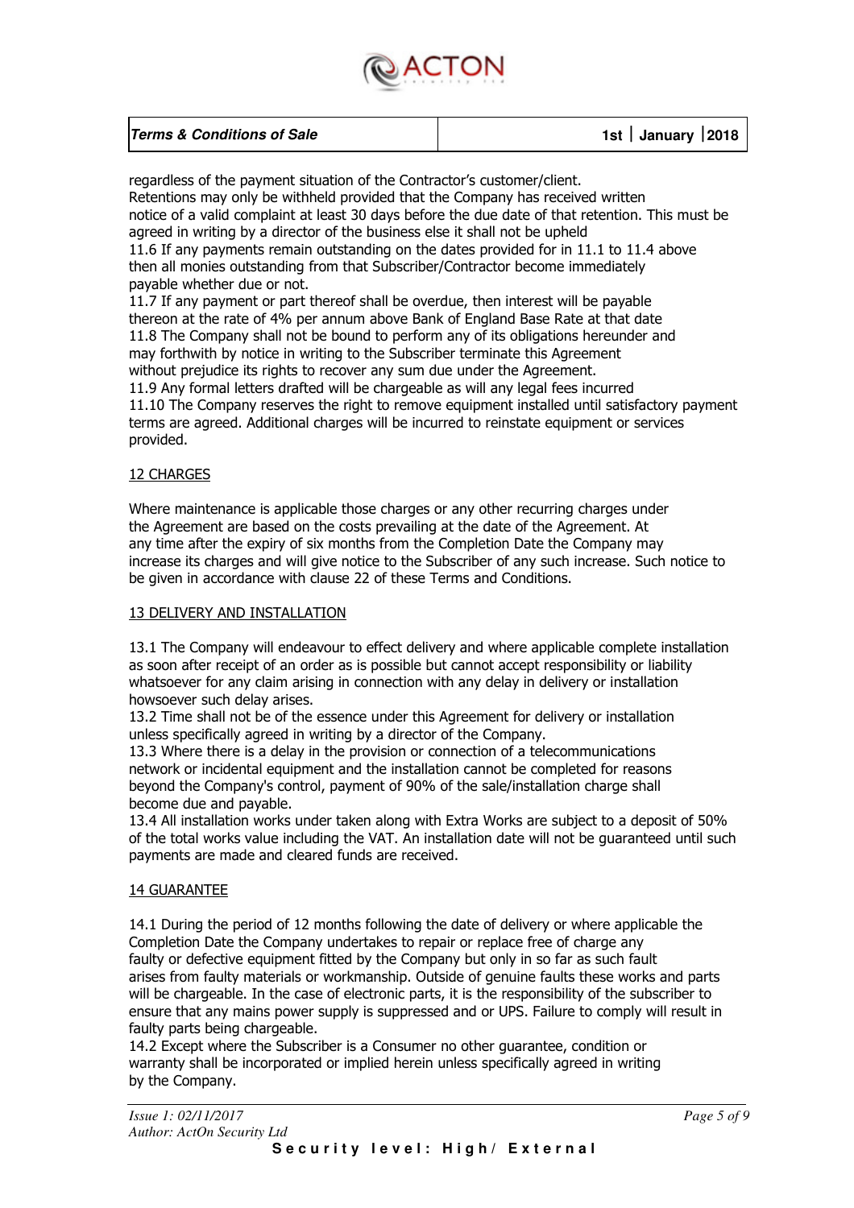regardless of the payment situation of the Contractor's customer/client.
Retentions may only be withheld provided that the Company has received written notice of a valid complaint at least 30 days before the due date of that retention. This must be agreed in writing by a director of the business else it shall not be upheld

11.6 If any payments remain outstanding on the dates provided for in 11.1 to 11.4 above then all monies outstanding from that Subscriber/Contractor become immediately payable whether due or not.

11.7 If any payment or part thereof shall be overdue, then interest will be payable thereon at the rate of 4% per annum above Bank of England Base Rate at that date

11.8 The Company shall not be bound to perform any of its obligations hereunder and may forthwith by notice in writing to the Subscriber terminate this Agreement without prejudice its rights to recover any sum due under the Agreement.

11.9 Any formal letters drafted will be chargeable as will any legal fees incurred

11.10 The Company reserves the right to remove equipment installed until satisfactory payment terms are agreed. Additional charges will be incurred to reinstate equipment or services provided.

## 12 CHARGES

Where maintenance is applicable those charges or any other recurring charges under the Agreement are based on the costs prevailing at the date of the Agreement. At any time after the expiry of six months from the Completion Date the Company may increase its charges and will give notice to the Subscriber of any such increase. Such notice to be given in accordance with clause 22 of these Terms and Conditions.

## 13 DELIVERY AND INSTALLATION

13.1 The Company will endeavour to effect delivery and where applicable complete installation as soon after receipt of an order as is possible but cannot accept responsibility or liability whatsoever for any claim arising in connection with any delay in delivery or installation howsoever such delay arises.

13.2 Time shall not be of the essence under this Agreement for delivery or installation unless specifically agreed in writing by a director of the Company.

13.3 Where there is a delay in the provision or connection of a telecommunications network or incidental equipment and the installation cannot be completed for reasons beyond the Company's control, payment of 90% of the sale/installation charge shall become due and payable.

13.4 All installation works under taken along with Extra Works are subject to a deposit of 50% of the total works value including the VAT. An installation date will not be guaranteed until such payments are made and cleared funds are received.

## 14 GUARANTEE

14.1 During the period of 12 months following the date of delivery or where applicable the Completion Date the Company undertakes to repair or replace free of charge any faulty or defective equipment fitted by the Company but only in so far as such fault arises from faulty materials or workmanship. Outside of genuine faults these works and parts will be chargeable. In the case of electronic parts, it is the responsibility of the subscriber to ensure that any mains power supply is suppressed and or UPS. Failure to comply will result in faulty parts being chargeable.

14.2 Except where the Subscriber is a Consumer no other guarantee, condition or warranty shall be incorporated or implied herein unless specifically agreed in writing by the Company.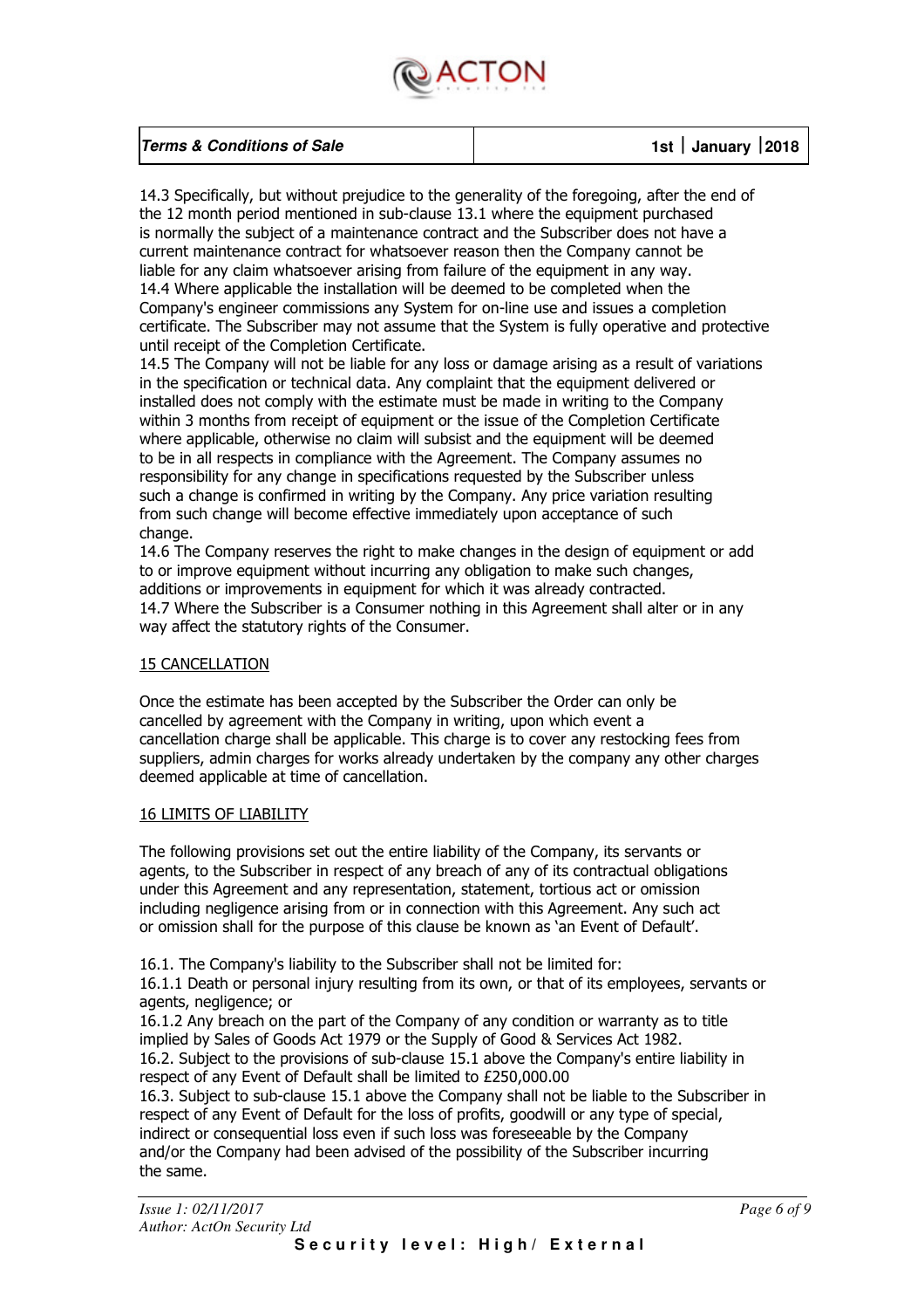14.3 Specifically, but without prejudice to the generality of the foregoing, after the end of the 12 month period mentioned in sub-clause 13.1 where the equipment purchased is normally the subject of a maintenance contract and the Subscriber does not have a current maintenance contract for whatsoever reason then the Company cannot be liable for any claim whatsoever arising from failure of the equipment in any way.
14.4 Where applicable the installation will be deemed to be completed when the Company's engineer commissions any System for on-line use and issues a completion certificate. The Subscriber may not assume that the System is fully operative and protective until receipt of the Completion Certificate.
14.5 The Company will not be liable for any loss or damage arising as a result of variations in the specification or technical data. Any complaint that the equipment delivered or installed does not comply with the estimate must be made in writing to the Company within 3 months from receipt of equipment or the issue of the Completion Certificate where applicable, otherwise no claim will subsist and the equipment will be deemed to be in all respects in compliance with the Agreement. The Company assumes no responsibility for any change in specifications requested by the Subscriber unless such a change is confirmed in writing by the Company. Any price variation resulting from such change will become effective immediately upon acceptance of such change.
14.6 The Company reserves the right to make changes in the design of equipment or add to or improve equipment without incurring any obligation to make such changes, additions or improvements in equipment for which it was already contracted.
14.7 Where the Subscriber is a Consumer nothing in this Agreement shall alter or in any way affect the statutory rights of the Consumer.

## 15 CANCELLATION

Once the estimate has been accepted by the Subscriber the Order can only be cancelled by agreement with the Company in writing, upon which event a cancellation charge shall be applicable. This charge is to cover any restocking fees from suppliers, admin charges for works already undertaken by the company any other charges deemed applicable at time of cancellation.

## 16 LIMITS OF LIABILITY

The following provisions set out the entire liability of the Company, its servants or agents, to the Subscriber in respect of any breach of any of its contractual obligations under this Agreement and any representation, statement, tortious act or omission including negligence arising from or in connection with this Agreement. Any such act or omission shall for the purpose of this clause be known as 'an Event of Default'.

16.1. The Company's liability to the Subscriber shall not be limited for:
16.1.1 Death or personal injury resulting from its own, or that of its employees, servants or agents, negligence; or
16.1.2 Any breach on the part of the Company of any condition or warranty as to title implied by Sales of Goods Act 1979 or the Supply of Good & Services Act 1982.
16.2. Subject to the provisions of sub-clause 15.1 above the Company's entire liability in respect of any Event of Default shall be limited to £250,000.00
16.3. Subject to sub-clause 15.1 above the Company shall not be liable to the Subscriber in respect of any Event of Default for the loss of profits, goodwill or any type of special, indirect or consequential loss even if such loss was foreseeable by the Company and/or the Company had been advised of the possibility of the Subscriber incurring the same.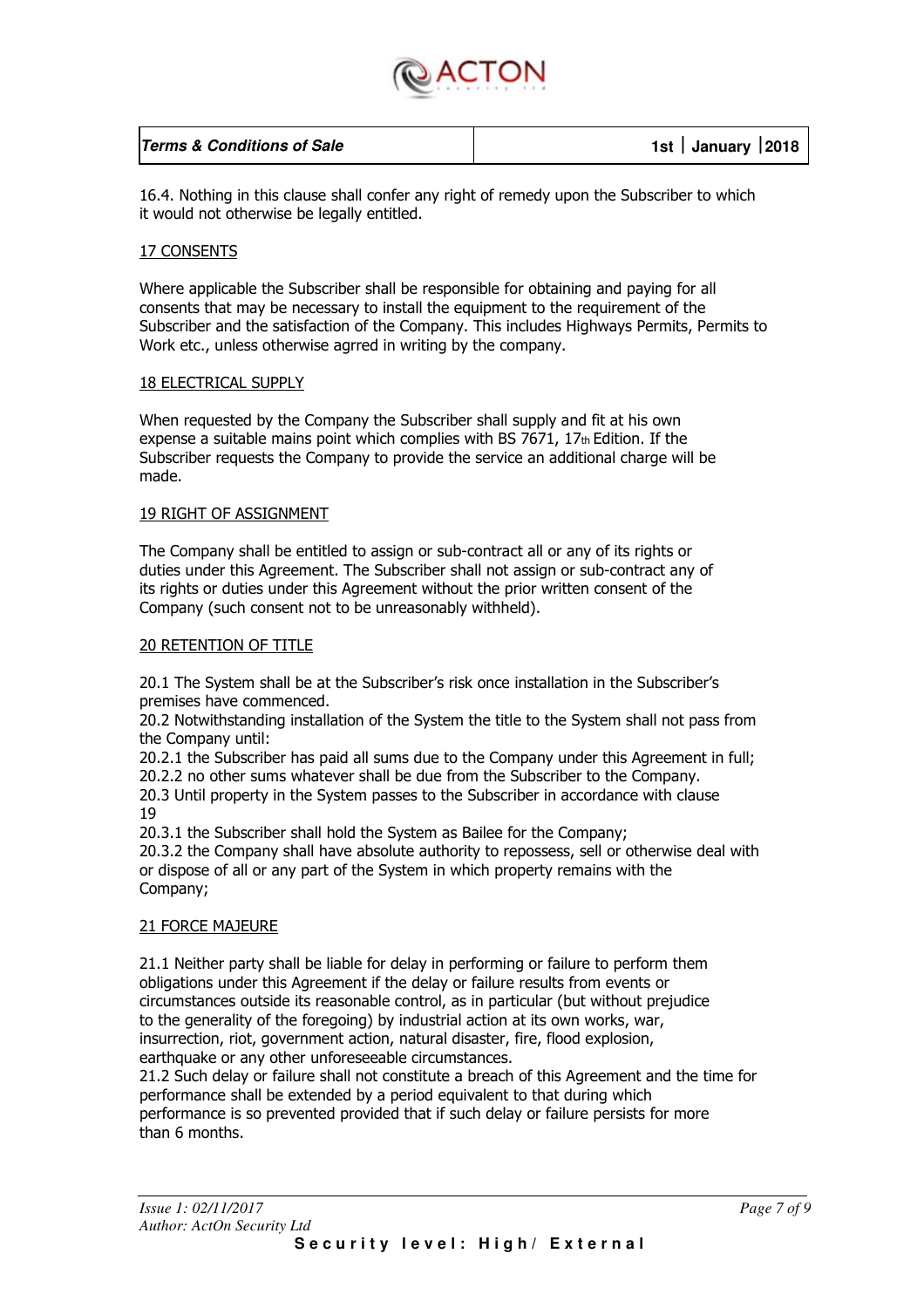16.4. Nothing in this clause shall confer any right of remedy upon the Subscriber to which it would not otherwise be legally entitled.

## 17 CONSENTS

Where applicable the Subscriber shall be responsible for obtaining and paying for all consents that may be necessary to install the equipment to the requirement of the Subscriber and the satisfaction of the Company. This includes Highways Permits, Permits to Work etc., unless otherwise agrred in writing by the company.

## 18 ELECTRICAL SUPPLY

When requested by the Company the Subscriber shall supply and fit at his own expense a suitable mains point which complies with BS 7671, 17th Edition. If the Subscriber requests the Company to provide the service an additional charge will be made.

## 19 RIGHT OF ASSIGNMENT

The Company shall be entitled to assign or sub-contract all or any of its rights or duties under this Agreement. The Subscriber shall not assign or sub-contract any of its rights or duties under this Agreement without the prior written consent of the Company (such consent not to be unreasonably withheld).

## 20 RETENTION OF TITLE

20.1 The System shall be at the Subscriber's risk once installation in the Subscriber's premises have commenced.
20.2 Notwithstanding installation of the System the title to the System shall not pass from the Company until:
20.2.1 the Subscriber has paid all sums due to the Company under this Agreement in full;
20.2.2 no other sums whatever shall be due from the Subscriber to the Company.
20.3 Until property in the System passes to the Subscriber in accordance with clause 19
20.3.1 the Subscriber shall hold the System as Bailee for the Company;
20.3.2 the Company shall have absolute authority to repossess, sell or otherwise deal with or dispose of all or any part of the System in which property remains with the Company;

## 21 FORCE MAJEURE

21.1 Neither party shall be liable for delay in performing or failure to perform them obligations under this Agreement if the delay or failure results from events or circumstances outside its reasonable control, as in particular (but without prejudice to the generality of the foregoing) by industrial action at its own works, war, insurrection, riot, government action, natural disaster, fire, flood explosion, earthquake or any other unforeseeable circumstances.
21.2 Such delay or failure shall not constitute a breach of this Agreement and the time for performance shall be extended by a period equivalent to that during which performance is so prevented provided that if such delay or failure persists for more than 6 months.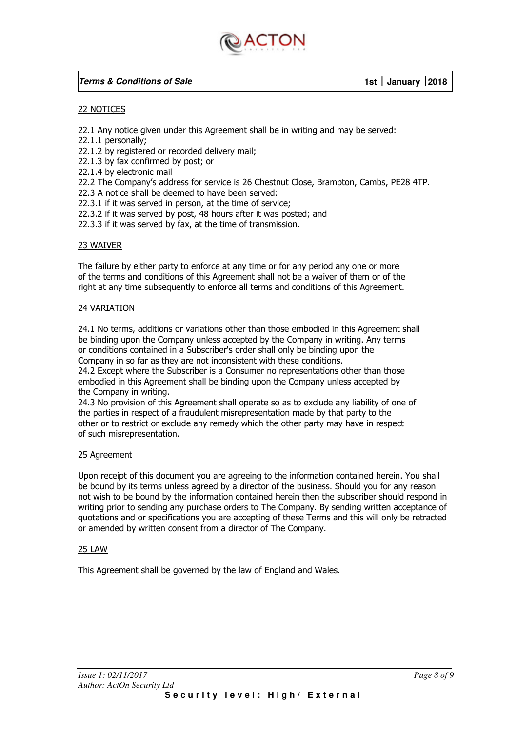## 22 NOTICES

22.1 Any notice given under this Agreement shall be in writing and may be served:
22.1.1 personally;
22.1.2 by registered or recorded delivery mail;
22.1.3 by fax confirmed by post; or
22.1.4 by electronic mail
22.2 The Company's address for service is 26 Chestnut Close, Brampton, Cambs, PE28 4TP.
22.3 A notice shall be deemed to have been served:
22.3.1 if it was served in person, at the time of service;
22.3.2 if it was served by post, 48 hours after it was posted; and
22.3.3 if it was served by fax, at the time of transmission.

## 23 WAIVER

The failure by either party to enforce at any time or for any period any one or more of the terms and conditions of this Agreement shall not be a waiver of them or of the right at any time subsequently to enforce all terms and conditions of this Agreement.

## 24 VARIATION

24.1 No terms, additions or variations other than those embodied in this Agreement shall be binding upon the Company unless accepted by the Company in writing. Any terms or conditions contained in a Subscriber's order shall only be binding upon the Company in so far as they are not inconsistent with these conditions.
24.2 Except where the Subscriber is a Consumer no representations other than those embodied in this Agreement shall be binding upon the Company unless accepted by the Company in writing.
24.3 No provision of this Agreement shall operate so as to exclude any liability of one of the parties in respect of a fraudulent misrepresentation made by that party to the other or to restrict or exclude any remedy which the other party may have in respect of such misrepresentation.

## 25 Agreement

Upon receipt of this document you are agreeing to the information contained herein. You shall be bound by its terms unless agreed by a director of the business. Should you for any reason not wish to be bound by the information contained herein then the subscriber should respond in writing prior to sending any purchase orders to The Company. By sending written acceptance of quotations and or specifications you are accepting of these Terms and this will only be retracted or amended by written consent from a director of The Company.

## 25 LAW

This Agreement shall be governed by the law of England and Wales.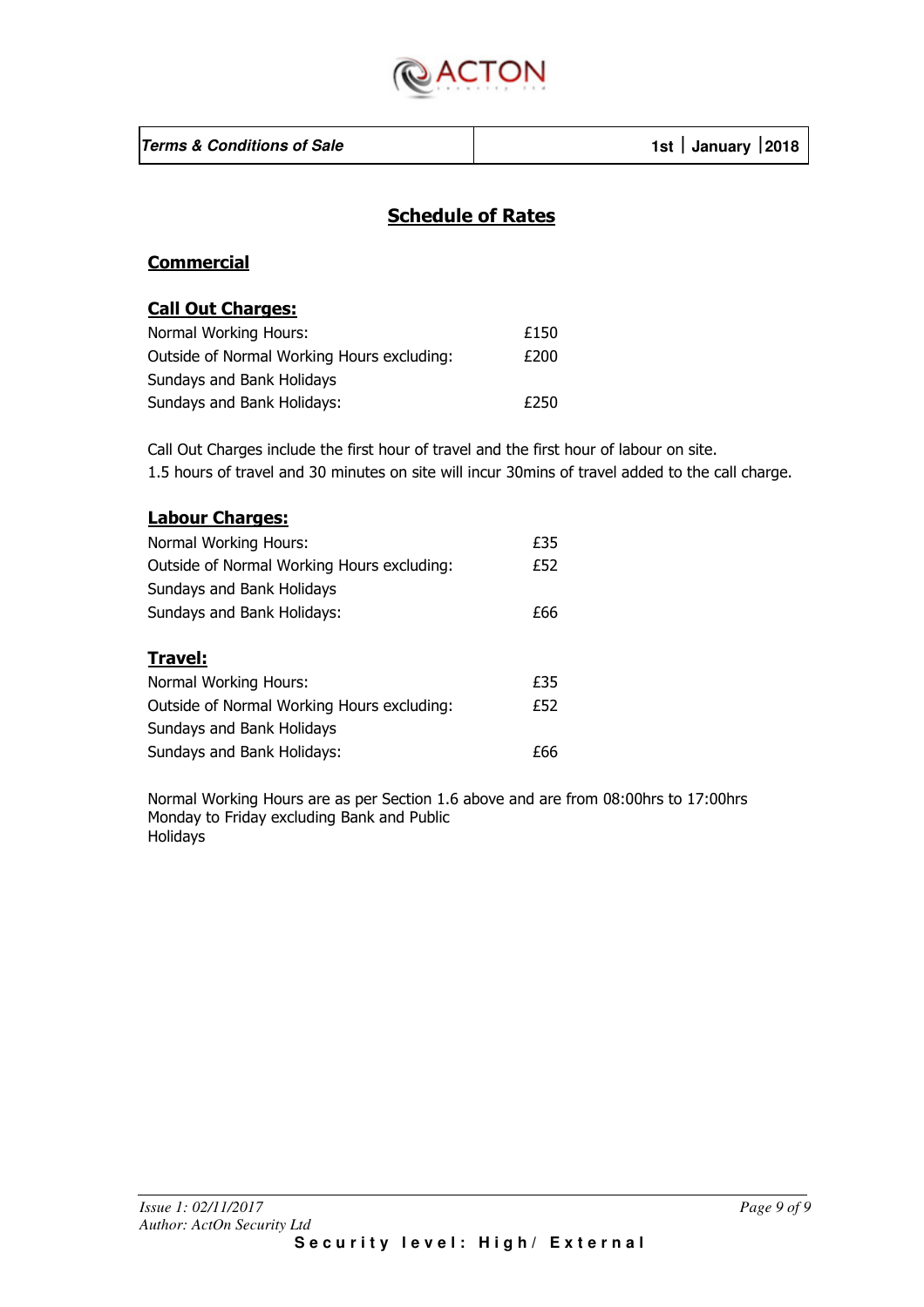## Schedule of Rates

### Commercial

#### Call Out Charges:

| | |
|---|---|
| Normal Working Hours: | £150 |
| Outside of Normal Working Hours excluding: Sundays and Bank Holidays | £200 |
| Sundays and Bank Holidays: | £250 |

Call Out Charges include the first hour of travel and the first hour of labour on site.
1.5 hours of travel and 30 minutes on site will incur 30mins of travel added to the call charge.

#### Labour Charges:

| | |
|---|---|
| Normal Working Hours: | £35 |
| Outside of Normal Working Hours excluding: Sundays and Bank Holidays | £52 |
| Sundays and Bank Holidays: | £66 |

#### Travel:

| | |
|---|---|
| Normal Working Hours: | £35 |
| Outside of Normal Working Hours excluding: Sundays and Bank Holidays | £52 |
| Sundays and Bank Holidays: | £66 |

Normal Working Hours are as per Section 1.6 above and are from 08:00hrs to 17:00hrs Monday to Friday excluding Bank and Public Holidays